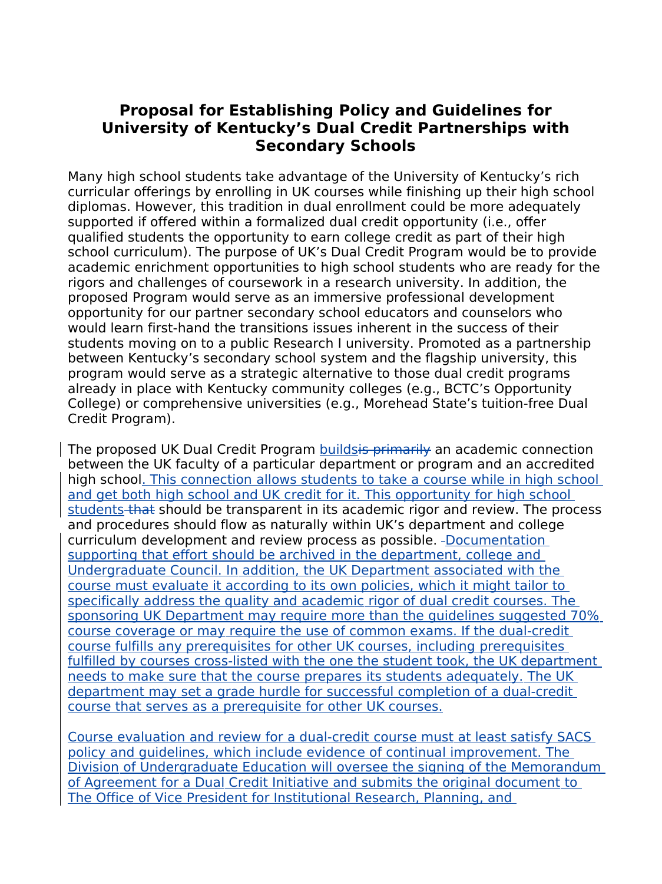# Proposal for Establishing Policy and Guidelines for University of Kentucky's Dual Credit Partnerships with Secondary Schools

Many high school students take advantage of the University of Kentucky's rich curricular offerings by enrolling in UK courses while finishing up their high school diplomas. However, this tradition in dual enrollment could be more adequately supported if offered within a formalized dual credit opportunity (i.e., offer qualified students the opportunity to earn college credit as part of their high school curriculum). The purpose of UK's Dual Credit Program would be to provide academic enrichment opportunities to high school students who are ready for the rigors and challenges of coursework in a research university. In addition, the proposed Program would serve as an immersive professional development opportunity for our partner secondary school educators and counselors who would learn first-hand the transitions issues inherent in the success of their students moving on to a public Research I university. Promoted as a partnership between Kentucky's secondary school system and the flagship university, this program would serve as a strategic alternative to those dual credit programs already in place with Kentucky community colleges (e.g., BCTC's Opportunity College) or comprehensive universities (e.g., Morehead State's tuition-free Dual Credit Program).

The proposed UK Dual Credit Program builds~~is primarily~~ an academic connection between the UK faculty of a particular department or program and an accredited high school. This connection allows students to take a course while in high school and get both high school and UK credit for it. This opportunity for high school students ~~that~~ should be transparent in its academic rigor and review. The process and procedures should flow as naturally within UK's department and college curriculum development and review process as possible. Documentation supporting that effort should be archived in the department, college and Undergraduate Council. In addition, the UK Department associated with the course must evaluate it according to its own policies, which it might tailor to specifically address the quality and academic rigor of dual credit courses. The sponsoring UK Department may require more than the guidelines suggested 70% course coverage or may require the use of common exams. If the dual-credit course fulfills any prerequisites for other UK courses, including prerequisites fulfilled by courses cross-listed with the one the student took, the UK department needs to make sure that the course prepares its students adequately. The UK department may set a grade hurdle for successful completion of a dual-credit course that serves as a prerequisite for other UK courses.

Course evaluation and review for a dual-credit course must at least satisfy SACS policy and guidelines, which include evidence of continual improvement. The Division of Undergraduate Education will oversee the signing of the Memorandum of Agreement for a Dual Credit Initiative and submits the original document to The Office of Vice President for Institutional Research, Planning, and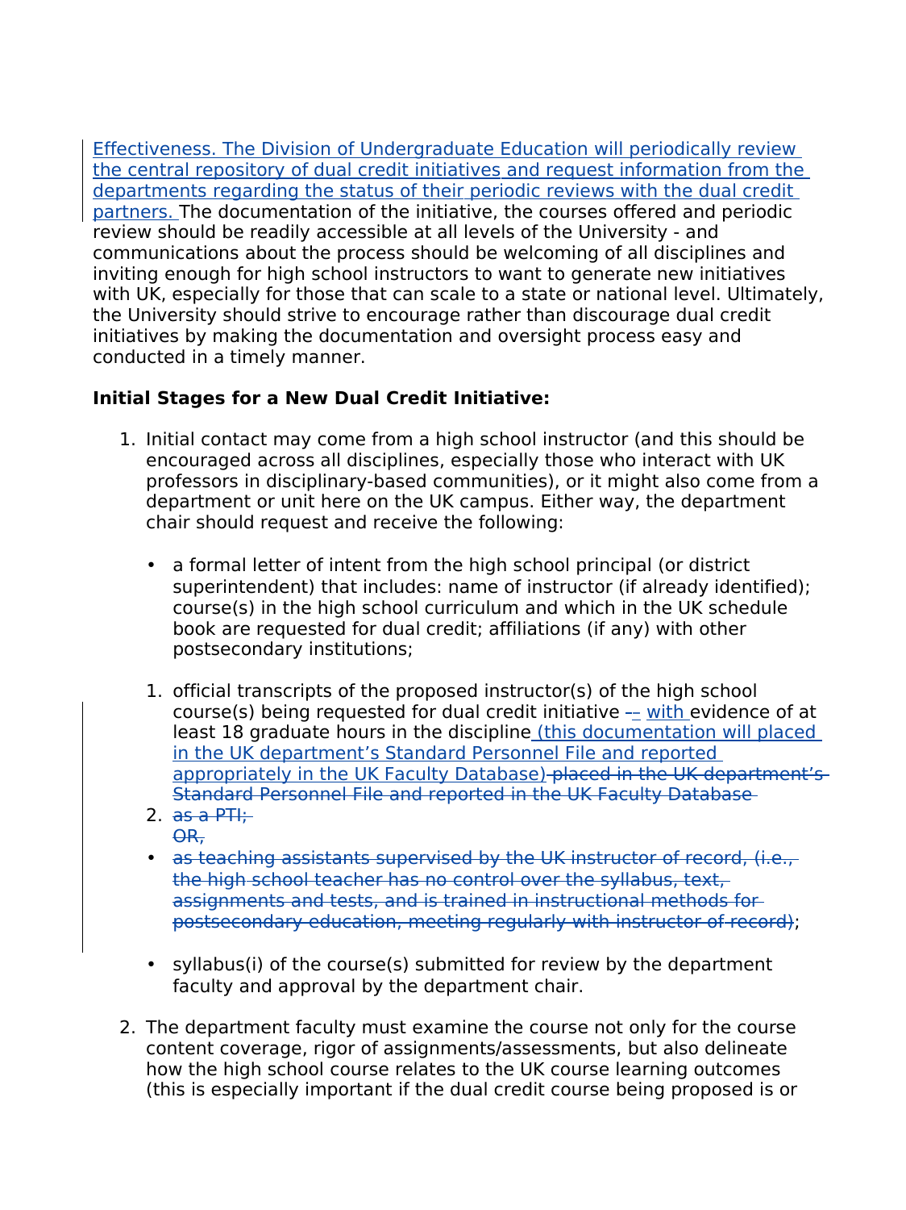Effectiveness. The Division of Undergraduate Education will periodically review the central repository of dual credit initiatives and request information from the departments regarding the status of their periodic reviews with the dual credit partners. The documentation of the initiative, the courses offered and periodic review should be readily accessible at all levels of the University - and communications about the process should be welcoming of all disciplines and inviting enough for high school instructors to want to generate new initiatives with UK, especially for those that can scale to a state or national level. Ultimately, the University should strive to encourage rather than discourage dual credit initiatives by making the documentation and oversight process easy and conducted in a timely manner.

**Initial Stages for a New Dual Credit Initiative:**

1. Initial contact may come from a high school instructor (and this should be encouraged across all disciplines, especially those who interact with UK professors in disciplinary-based communities), or it might also come from a department or unit here on the UK campus. Either way, the department chair should request and receive the following:

   - a formal letter of intent from the high school principal (or district superintendent) that includes: name of instructor (if already identified); course(s) in the high school curriculum and which in the UK schedule book are requested for dual credit; affiliations (if any) with other postsecondary institutions;

   1. official transcripts of the proposed instructor(s) of the high school course(s) being requested for dual credit initiative ~~–~~ – with evidence of at least 18 graduate hours in the discipline (this documentation will placed in the UK department's Standard Personnel File and reported appropriately in the UK Faculty Database) ~~placed in the UK department's Standard Personnel File and reported in the UK Faculty Database~~
   2. ~~as a PTI;~~
      ~~OR,~~

   - ~~as teaching assistants supervised by the UK instructor of record, (i.e., the high school teacher has no control over the syllabus, text, assignments and tests, and is trained in instructional methods for postsecondary education, meeting regularly with instructor of record)~~;

   - syllabus(i) of the course(s) submitted for review by the department faculty and approval by the department chair.

2. The department faculty must examine the course not only for the course content coverage, rigor of assignments/assessments, but also delineate how the high school course relates to the UK course learning outcomes (this is especially important if the dual credit course being proposed is or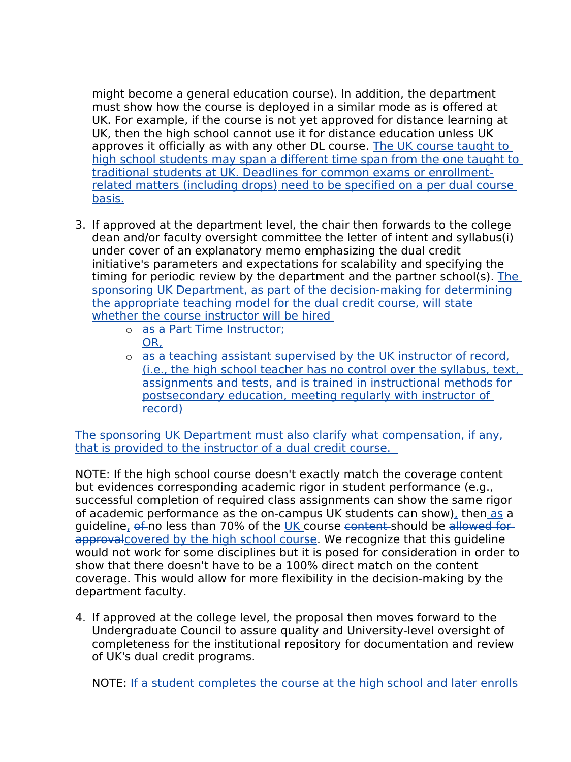might become a general education course). In addition, the department must show how the course is deployed in a similar mode as is offered at UK. For example, if the course is not yet approved for distance learning at UK, then the high school cannot use it for distance education unless UK approves it officially as with any other DL course. The UK course taught to high school students may span a different time span from the one taught to traditional students at UK. Deadlines for common exams or enrollment-related matters (including drops) need to be specified on a per dual course basis.

3. If approved at the department level, the chair then forwards to the college dean and/or faculty oversight committee the letter of intent and syllabus(i) under cover of an explanatory memo emphasizing the dual credit initiative's parameters and expectations for scalability and specifying the timing for periodic review by the department and the partner school(s). The sponsoring UK Department, as part of the decision-making for determining the appropriate teaching model for the dual credit course, will state whether the course instructor will be hired
   - as a Part Time Instructor;
     OR,
   - as a teaching assistant supervised by the UK instructor of record, (i.e., the high school teacher has no control over the syllabus, text, assignments and tests, and is trained in instructional methods for postsecondary education, meeting regularly with instructor of record)

The sponsoring UK Department must also clarify what compensation, if any, that is provided to the instructor of a dual credit course.

NOTE: If the high school course doesn't exactly match the coverage content but evidences corresponding academic rigor in student performance (e.g., successful completion of required class assignments can show the same rigor of academic performance as the on-campus UK students can show), then as a guideline, ~~of~~ no less than 70% of the UK course ~~content~~ should be ~~allowed for approval~~covered by the high school course. We recognize that this guideline would not work for some disciplines but it is posed for consideration in order to show that there doesn't have to be a 100% direct match on the content coverage. This would allow for more flexibility in the decision-making by the department faculty.

4. If approved at the college level, the proposal then moves forward to the Undergraduate Council to assure quality and University-level oversight of completeness for the institutional repository for documentation and review of UK's dual credit programs.

   NOTE: If a student completes the course at the high school and later enrolls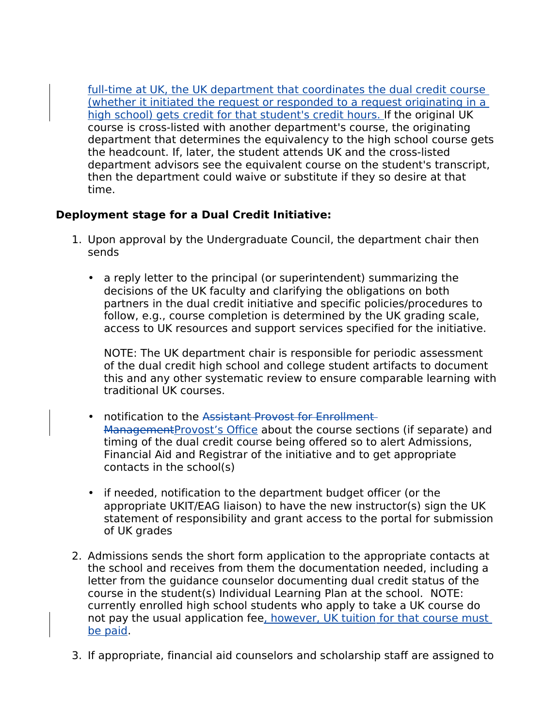full-time at UK, the UK department that coordinates the dual credit course (whether it initiated the request or responded to a request originating in a high school) gets credit for that student's credit hours. If the original UK course is cross-listed with another department's course, the originating department that determines the equivalency to the high school course gets the headcount. If, later, the student attends UK and the cross-listed department advisors see the equivalent course on the student's transcript, then the department could waive or substitute if they so desire at that time.

**Deployment stage for a Dual Credit Initiative:**

1. Upon approval by the Undergraduate Council, the department chair then sends

   - a reply letter to the principal (or superintendent) summarizing the decisions of the UK faculty and clarifying the obligations on both partners in the dual credit initiative and specific policies/procedures to follow, e.g., course completion is determined by the UK grading scale, access to UK resources and support services specified for the initiative.

     NOTE: The UK department chair is responsible for periodic assessment of the dual credit high school and college student artifacts to document this and any other systematic review to ensure comparable learning with traditional UK courses.

   - notification to the ~~Assistant Provost for Enrollment Management~~Provost's Office about the course sections (if separate) and timing of the dual credit course being offered so to alert Admissions, Financial Aid and Registrar of the initiative and to get appropriate contacts in the school(s)

   - if needed, notification to the department budget officer (or the appropriate UKIT/EAG liaison) to have the new instructor(s) sign the UK statement of responsibility and grant access to the portal for submission of UK grades

2. Admissions sends the short form application to the appropriate contacts at the school and receives from them the documentation needed, including a letter from the guidance counselor documenting dual credit status of the course in the student(s) Individual Learning Plan at the school. NOTE: currently enrolled high school students who apply to take a UK course do not pay the usual application fee, however, UK tuition for that course must be paid.

3. If appropriate, financial aid counselors and scholarship staff are assigned to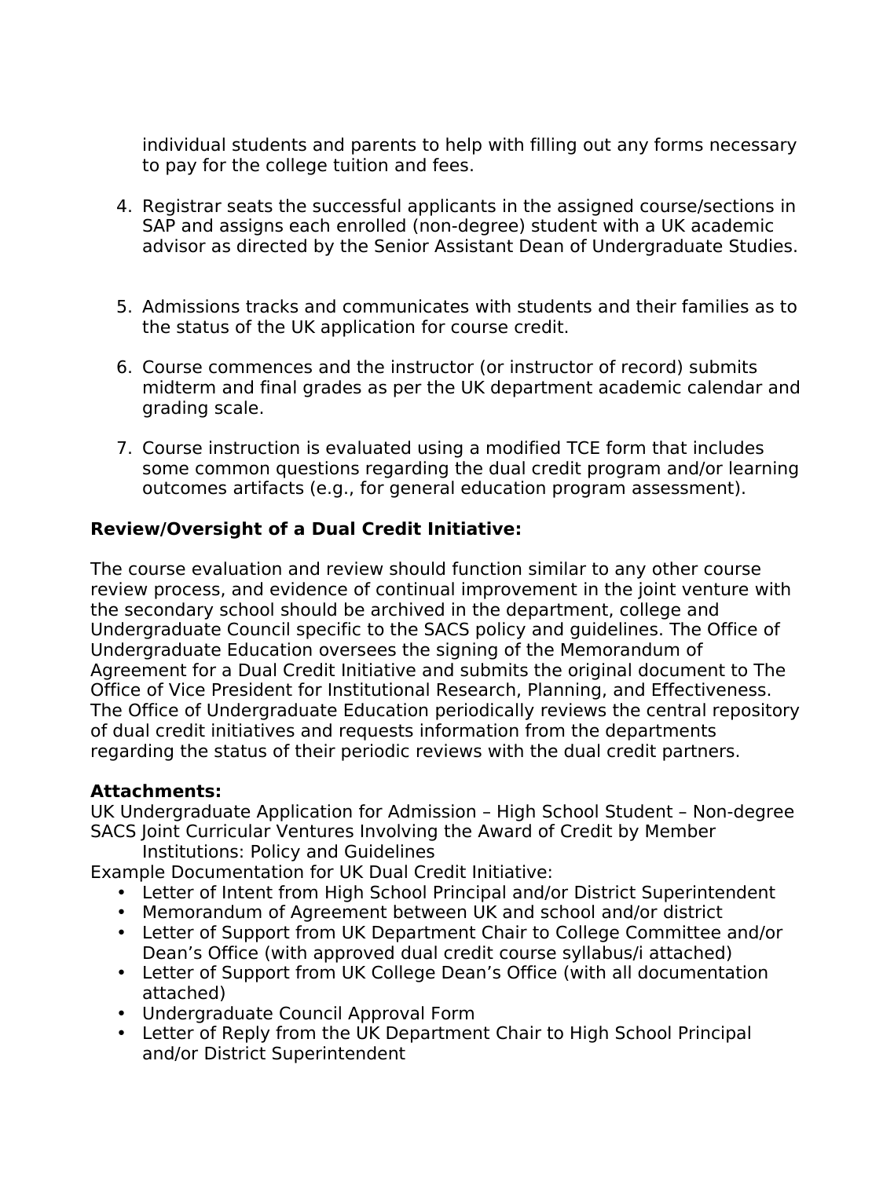individual students and parents to help with filling out any forms necessary to pay for the college tuition and fees.

4. Registrar seats the successful applicants in the assigned course/sections in SAP and assigns each enrolled (non-degree) student with a UK academic advisor as directed by the Senior Assistant Dean of Undergraduate Studies.

5. Admissions tracks and communicates with students and their families as to the status of the UK application for course credit.

6. Course commences and the instructor (or instructor of record) submits midterm and final grades as per the UK department academic calendar and grading scale.

7. Course instruction is evaluated using a modified TCE form that includes some common questions regarding the dual credit program and/or learning outcomes artifacts (e.g., for general education program assessment).

**Review/Oversight of a Dual Credit Initiative:**

The course evaluation and review should function similar to any other course review process, and evidence of continual improvement in the joint venture with the secondary school should be archived in the department, college and Undergraduate Council specific to the SACS policy and guidelines. The Office of Undergraduate Education oversees the signing of the Memorandum of Agreement for a Dual Credit Initiative and submits the original document to The Office of Vice President for Institutional Research, Planning, and Effectiveness. The Office of Undergraduate Education periodically reviews the central repository of dual credit initiatives and requests information from the departments regarding the status of their periodic reviews with the dual credit partners.

**Attachments:**

UK Undergraduate Application for Admission – High School Student – Non-degree
SACS Joint Curricular Ventures Involving the Award of Credit by Member Institutions: Policy and Guidelines
Example Documentation for UK Dual Credit Initiative:

- Letter of Intent from High School Principal and/or District Superintendent
- Memorandum of Agreement between UK and school and/or district
- Letter of Support from UK Department Chair to College Committee and/or Dean's Office (with approved dual credit course syllabus/i attached)
- Letter of Support from UK College Dean's Office (with all documentation attached)
- Undergraduate Council Approval Form
- Letter of Reply from the UK Department Chair to High School Principal and/or District Superintendent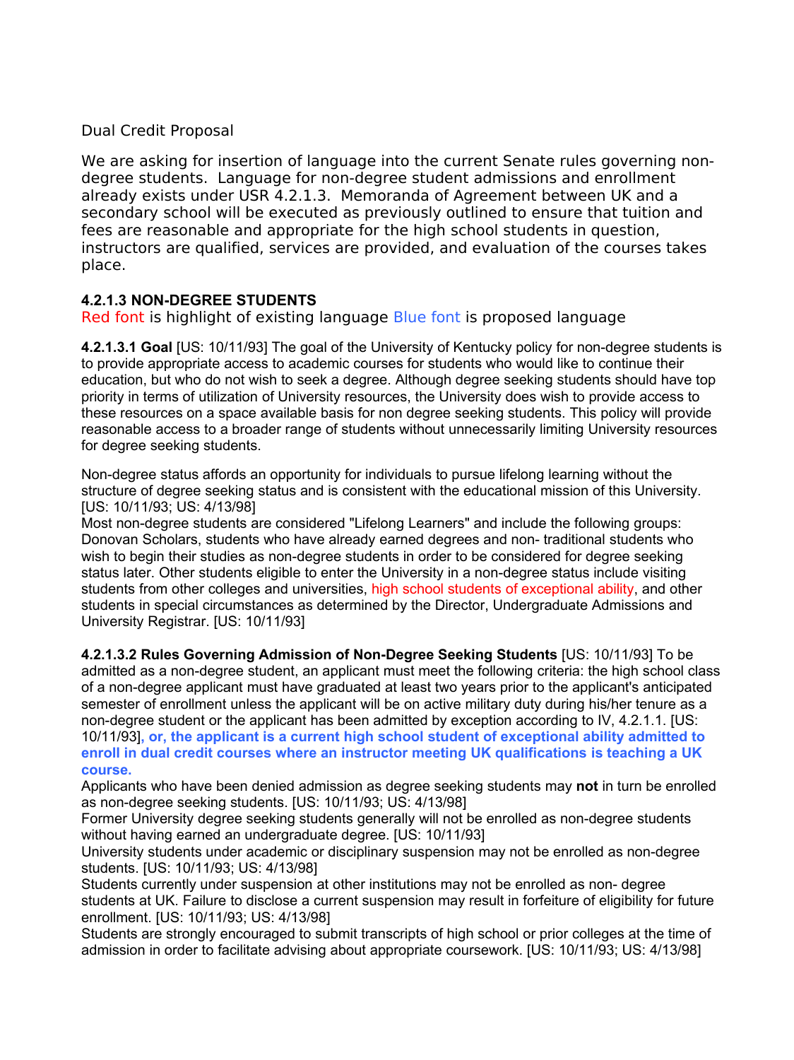Dual Credit Proposal

We are asking for insertion of language into the current Senate rules governing non-degree students. Language for non-degree student admissions and enrollment already exists under USR 4.2.1.3. Memoranda of Agreement between UK and a secondary school will be executed as previously outlined to ensure that tuition and fees are reasonable and appropriate for the high school students in question, instructors are qualified, services are provided, and evaluation of the courses takes place.

**4.2.1.3 NON-DEGREE STUDENTS**

Red font is highlight of existing language Blue font is proposed language

**4.2.1.3.1 Goal** [US: 10/11/93] The goal of the University of Kentucky policy for non-degree students is to provide appropriate access to academic courses for students who would like to continue their education, but who do not wish to seek a degree. Although degree seeking students should have top priority in terms of utilization of University resources, the University does wish to provide access to these resources on a space available basis for non degree seeking students. This policy will provide reasonable access to a broader range of students without unnecessarily limiting University resources for degree seeking students.

Non-degree status affords an opportunity for individuals to pursue lifelong learning without the structure of degree seeking status and is consistent with the educational mission of this University. [US: 10/11/93; US: 4/13/98]
Most non-degree students are considered "Lifelong Learners" and include the following groups: Donovan Scholars, students who have already earned degrees and non- traditional students who wish to begin their studies as non-degree students in order to be considered for degree seeking status later. Other students eligible to enter the University in a non-degree status include visiting students from other colleges and universities, high school students of exceptional ability, and other students in special circumstances as determined by the Director, Undergraduate Admissions and University Registrar. [US: 10/11/93]

**4.2.1.3.2 Rules Governing Admission of Non-Degree Seeking Students** [US: 10/11/93] To be admitted as a non-degree student, an applicant must meet the following criteria: the high school class of a non-degree applicant must have graduated at least two years prior to the applicant's anticipated semester of enrollment unless the applicant will be on active military duty during his/her tenure as a non-degree student or the applicant has been admitted by exception according to IV, 4.2.1.1. [US: 10/11/93]**, or, the applicant is a current high school student of exceptional ability admitted to enroll in dual credit courses where an instructor meeting UK qualifications is teaching a UK course.**
Applicants who have been denied admission as degree seeking students may **not** in turn be enrolled as non-degree seeking students. [US: 10/11/93; US: 4/13/98]
Former University degree seeking students generally will not be enrolled as non-degree students without having earned an undergraduate degree. [US: 10/11/93]
University students under academic or disciplinary suspension may not be enrolled as non-degree students. [US: 10/11/93; US: 4/13/98]
Students currently under suspension at other institutions may not be enrolled as non- degree students at UK. Failure to disclose a current suspension may result in forfeiture of eligibility for future enrollment. [US: 10/11/93; US: 4/13/98]
Students are strongly encouraged to submit transcripts of high school or prior colleges at the time of admission in order to facilitate advising about appropriate coursework. [US: 10/11/93; US: 4/13/98]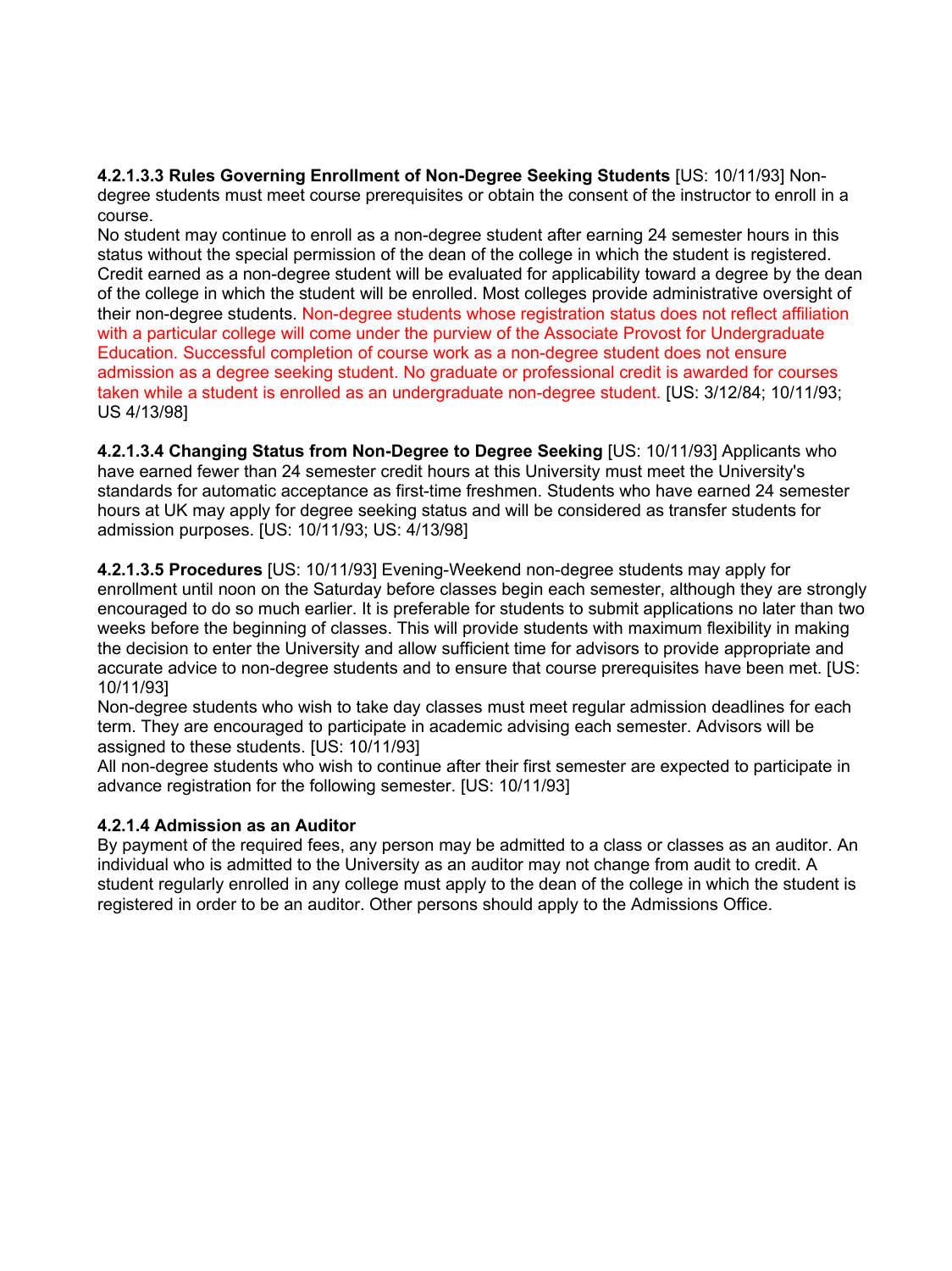**4.2.1.3.3 Rules Governing Enrollment of Non-Degree Seeking Students** [US: 10/11/93] Non-degree students must meet course prerequisites or obtain the consent of the instructor to enroll in a course.

No student may continue to enroll as a non-degree student after earning 24 semester hours in this status without the special permission of the dean of the college in which the student is registered. Credit earned as a non-degree student will be evaluated for applicability toward a degree by the dean of the college in which the student will be enrolled. Most colleges provide administrative oversight of their non-degree students. Non-degree students whose registration status does not reflect affiliation with a particular college will come under the purview of the Associate Provost for Undergraduate Education. Successful completion of course work as a non-degree student does not ensure admission as a degree seeking student. No graduate or professional credit is awarded for courses taken while a student is enrolled as an undergraduate non-degree student. [US: 3/12/84; 10/11/93; US 4/13/98]

**4.2.1.3.4 Changing Status from Non-Degree to Degree Seeking** [US: 10/11/93] Applicants who have earned fewer than 24 semester credit hours at this University must meet the University's standards for automatic acceptance as first-time freshmen. Students who have earned 24 semester hours at UK may apply for degree seeking status and will be considered as transfer students for admission purposes. [US: 10/11/93; US: 4/13/98]

**4.2.1.3.5 Procedures** [US: 10/11/93] Evening-Weekend non-degree students may apply for enrollment until noon on the Saturday before classes begin each semester, although they are strongly encouraged to do so much earlier. It is preferable for students to submit applications no later than two weeks before the beginning of classes. This will provide students with maximum flexibility in making the decision to enter the University and allow sufficient time for advisors to provide appropriate and accurate advice to non-degree students and to ensure that course prerequisites have been met. [US: 10/11/93]

Non-degree students who wish to take day classes must meet regular admission deadlines for each term. They are encouraged to participate in academic advising each semester. Advisors will be assigned to these students. [US: 10/11/93]

All non-degree students who wish to continue after their first semester are expected to participate in advance registration for the following semester. [US: 10/11/93]

**4.2.1.4 Admission as an Auditor**

By payment of the required fees, any person may be admitted to a class or classes as an auditor. An individual who is admitted to the University as an auditor may not change from audit to credit. A student regularly enrolled in any college must apply to the dean of the college in which the student is registered in order to be an auditor. Other persons should apply to the Admissions Office.